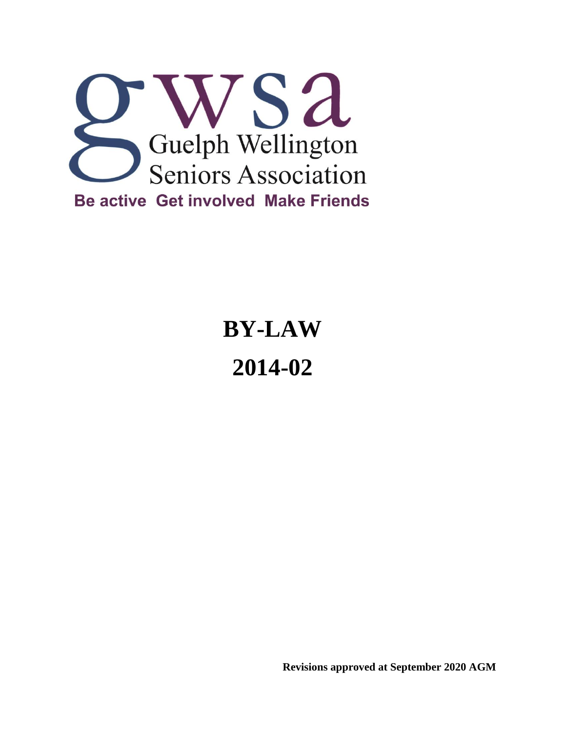gwsa

Guelph Wellington Seniors Association

**Be active Get involved Make Friends**

# BY-LAW

# 2014-02

**Revisions approved at September 2020 AGM**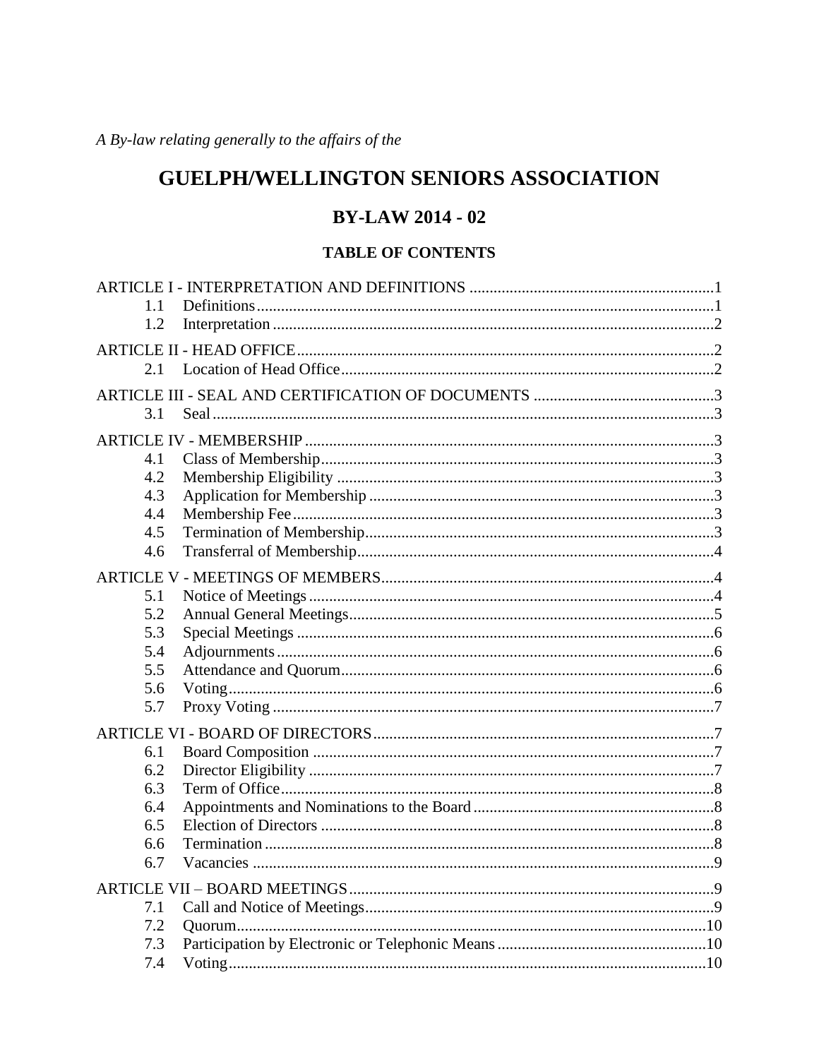*A By-law relating generally to the affairs of the*

# GUELPH/WELLINGTON SENIORS ASSOCIATION

## BY-LAW 2014 - 02

### TABLE OF CONTENTS

ARTICLE I - INTERPRETATION AND DEFINITIONS ....... 1
- 1.1 Definitions ....... 1
- 1.2 Interpretation ....... 2

ARTICLE II - HEAD OFFICE ....... 2
- 2.1 Location of Head Office ....... 2

ARTICLE III - SEAL AND CERTIFICATION OF DOCUMENTS ....... 3
- 3.1 Seal ....... 3

ARTICLE IV - MEMBERSHIP ....... 3
- 4.1 Class of Membership ....... 3
- 4.2 Membership Eligibility ....... 3
- 4.3 Application for Membership ....... 3
- 4.4 Membership Fee ....... 3
- 4.5 Termination of Membership ....... 3
- 4.6 Transferral of Membership ....... 4

ARTICLE V - MEETINGS OF MEMBERS ....... 4
- 5.1 Notice of Meetings ....... 4
- 5.2 Annual General Meetings ....... 5
- 5.3 Special Meetings ....... 6
- 5.4 Adjournments ....... 6
- 5.5 Attendance and Quorum ....... 6
- 5.6 Voting ....... 6
- 5.7 Proxy Voting ....... 7

ARTICLE VI - BOARD OF DIRECTORS ....... 7
- 6.1 Board Composition ....... 7
- 6.2 Director Eligibility ....... 7
- 6.3 Term of Office ....... 8
- 6.4 Appointments and Nominations to the Board ....... 8
- 6.5 Election of Directors ....... 8
- 6.6 Termination ....... 8
- 6.7 Vacancies ....... 9

ARTICLE VII – BOARD MEETINGS ....... 9
- 7.1 Call and Notice of Meetings ....... 9
- 7.2 Quorum ....... 10
- 7.3 Participation by Electronic or Telephonic Means ....... 10
- 7.4 Voting ....... 10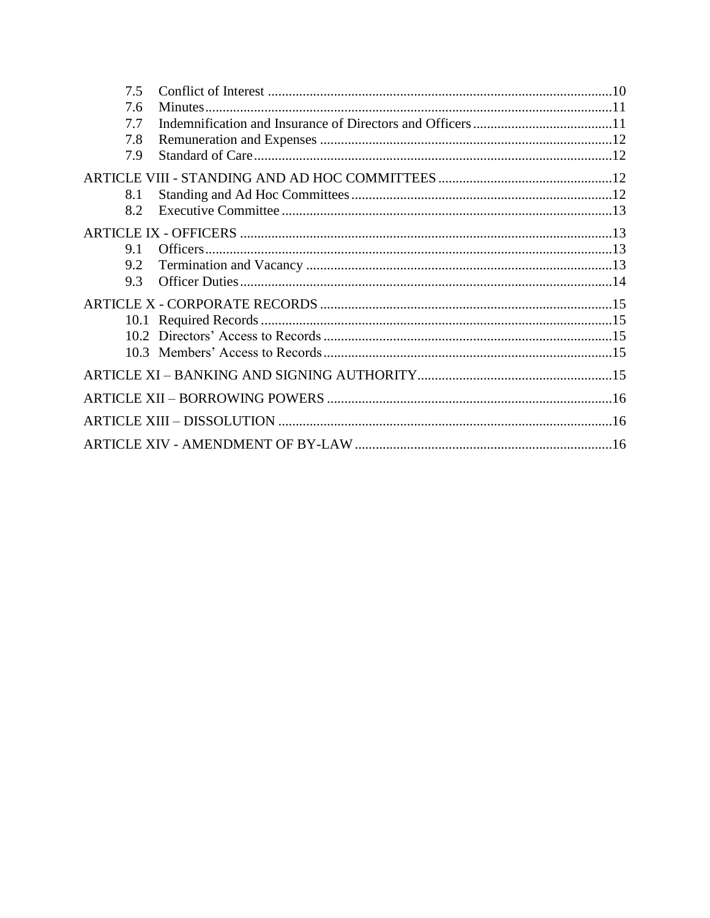7.5 Conflict of Interest ........................................................................................................10
7.6 Minutes.............................................................................................................................11
7.7 Indemnification and Insurance of Directors and Officers........................................11
7.8 Remuneration and Expenses ...........................................................................................12
7.9 Standard of Care...............................................................................................................12

ARTICLE VIII - STANDING AND AD HOC COMMITTEES ..................................................12
8.1 Standing and Ad Hoc Committees...................................................................................12
8.2 Executive Committee .......................................................................................................13

ARTICLE IX - OFFICERS ...........................................................................................................13
9.1 Officers..............................................................................................................................13
9.2 Termination and Vacancy ................................................................................................13
9.3 Officer Duties....................................................................................................................14

ARTICLE X - CORPORATE RECORDS ....................................................................................15
10.1 Required Records ...........................................................................................................15
10.2 Directors’ Access to Records ..........................................................................................15
10.3 Members’ Access to Records..........................................................................................15

ARTICLE XI – BANKING AND SIGNING AUTHORITY........................................................15

ARTICLE XII – BORROWING POWERS ..................................................................................16

ARTICLE XIII – DISSOLUTION ................................................................................................16

ARTICLE XIV - AMENDMENT OF BY-LAW...........................................................................16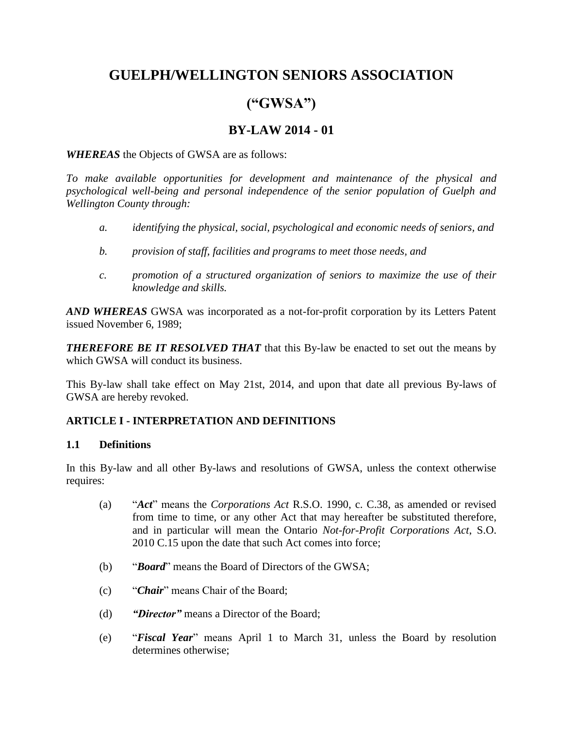# GUELPH/WELLINGTON SENIORS ASSOCIATION

# ("GWSA")

## BY-LAW 2014 - 01

***WHEREAS*** the Objects of GWSA are as follows:

*To make available opportunities for development and maintenance of the physical and psychological well-being and personal independence of the senior population of Guelph and Wellington County through:*

*a. identifying the physical, social, psychological and economic needs of seniors, and*

*b. provision of staff, facilities and programs to meet those needs, and*

*c. promotion of a structured organization of seniors to maximize the use of their knowledge and skills.*

***AND WHEREAS*** GWSA was incorporated as a not-for-profit corporation by its Letters Patent issued November 6, 1989;

***THEREFORE BE IT RESOLVED THAT*** that this By-law be enacted to set out the means by which GWSA will conduct its business.

This By-law shall take effect on May 21st, 2014, and upon that date all previous By-laws of GWSA are hereby revoked.

### ARTICLE I - INTERPRETATION AND DEFINITIONS

**1.1 Definitions**

In this By-law and all other By-laws and resolutions of GWSA, unless the context otherwise requires:

(a) "***Act***" means the *Corporations Act* R.S.O. 1990, c. C.38, as amended or revised from time to time, or any other Act that may hereafter be substituted therefore, and in particular will mean the Ontario *Not-for-Profit Corporations Act*, S.O. 2010 C.15 upon the date that such Act comes into force;

(b) "***Board***" means the Board of Directors of the GWSA;

(c) "***Chair***" means Chair of the Board;

(d) ***"Director"*** means a Director of the Board;

(e) "***Fiscal Year***" means April 1 to March 31, unless the Board by resolution determines otherwise;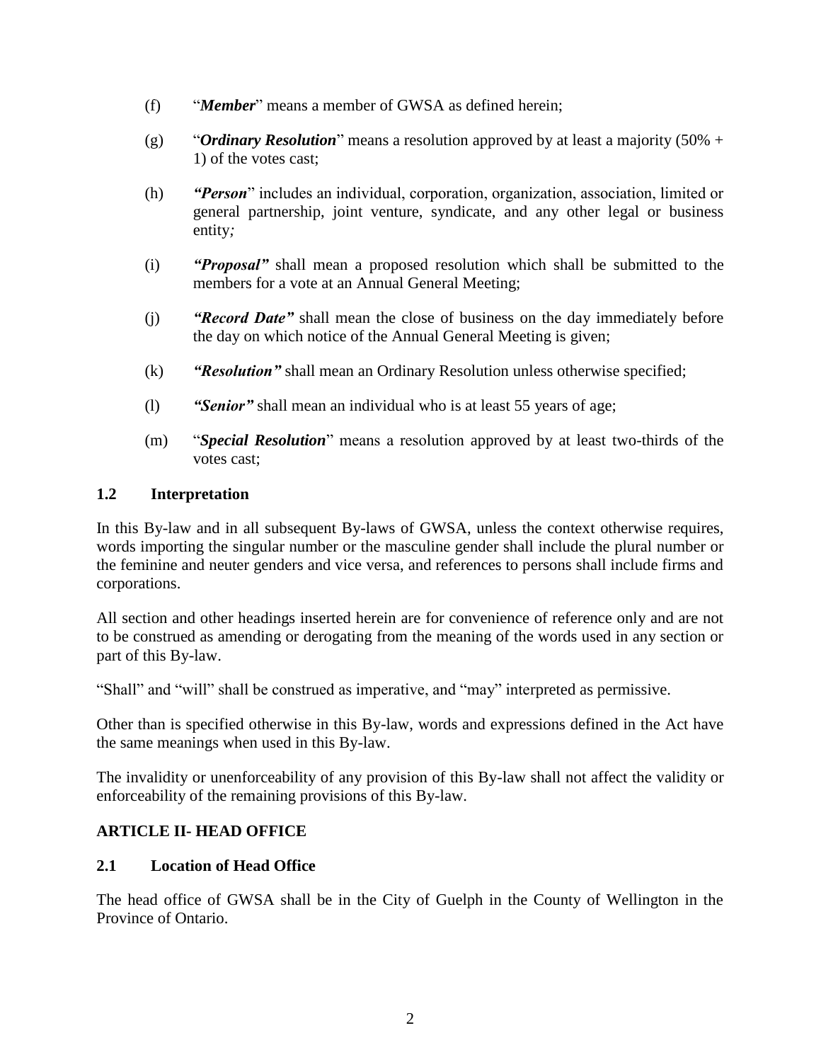(f) "***Member***" means a member of GWSA as defined herein;

(g) "***Ordinary Resolution***" means a resolution approved by at least a majority (50% + 1) of the votes cast;

(h) ***"Person***" includes an individual, corporation, organization, association, limited or general partnership, joint venture, syndicate, and any other legal or business entity*;*

(i) ***"Proposal"*** shall mean a proposed resolution which shall be submitted to the members for a vote at an Annual General Meeting;

(j) ***"Record Date"*** shall mean the close of business on the day immediately before the day on which notice of the Annual General Meeting is given;

(k) ***"Resolution"*** shall mean an Ordinary Resolution unless otherwise specified;

(l) ***"Senior"*** shall mean an individual who is at least 55 years of age;

(m) "***Special Resolution***" means a resolution approved by at least two-thirds of the votes cast;

### 1.2 Interpretation

In this By-law and in all subsequent By-laws of GWSA, unless the context otherwise requires, words importing the singular number or the masculine gender shall include the plural number or the feminine and neuter genders and vice versa, and references to persons shall include firms and corporations.

All section and other headings inserted herein are for convenience of reference only and are not to be construed as amending or derogating from the meaning of the words used in any section or part of this By-law.

"Shall" and "will" shall be construed as imperative, and "may" interpreted as permissive.

Other than is specified otherwise in this By-law, words and expressions defined in the Act have the same meanings when used in this By-law.

The invalidity or unenforceability of any provision of this By-law shall not affect the validity or enforceability of the remaining provisions of this By-law.

## ARTICLE II- HEAD OFFICE

### 2.1 Location of Head Office

The head office of GWSA shall be in the City of Guelph in the County of Wellington in the Province of Ontario.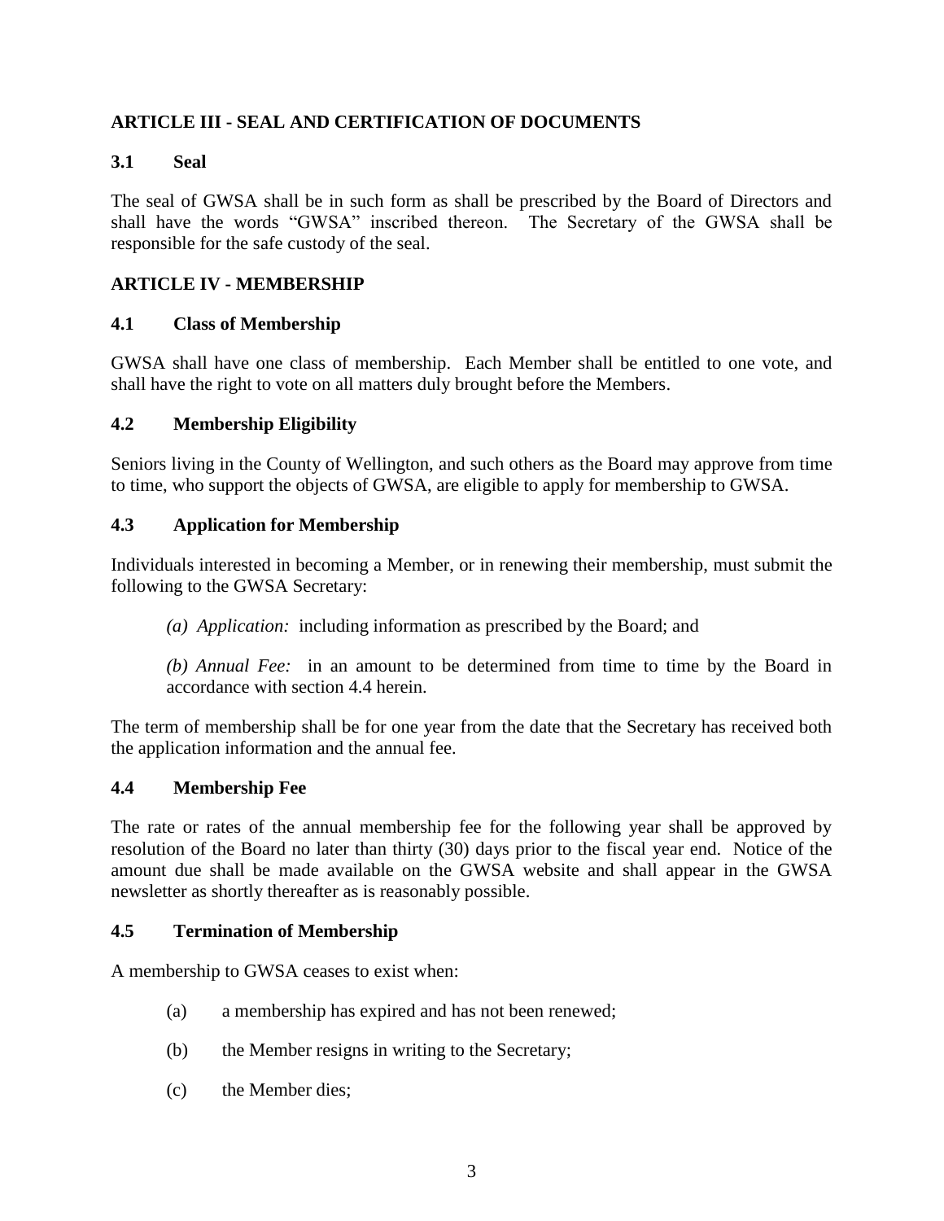## ARTICLE III - SEAL AND CERTIFICATION OF DOCUMENTS

### 3.1 Seal

The seal of GWSA shall be in such form as shall be prescribed by the Board of Directors and shall have the words "GWSA" inscribed thereon. The Secretary of the GWSA shall be responsible for the safe custody of the seal.

## ARTICLE IV - MEMBERSHIP

### 4.1 Class of Membership

GWSA shall have one class of membership. Each Member shall be entitled to one vote, and shall have the right to vote on all matters duly brought before the Members.

### 4.2 Membership Eligibility

Seniors living in the County of Wellington, and such others as the Board may approve from time to time, who support the objects of GWSA, are eligible to apply for membership to GWSA.

### 4.3 Application for Membership

Individuals interested in becoming a Member, or in renewing their membership, must submit the following to the GWSA Secretary:

*(a) Application:* including information as prescribed by the Board; and

*(b) Annual Fee:* in an amount to be determined from time to time by the Board in accordance with section 4.4 herein.

The term of membership shall be for one year from the date that the Secretary has received both the application information and the annual fee.

### 4.4 Membership Fee

The rate or rates of the annual membership fee for the following year shall be approved by resolution of the Board no later than thirty (30) days prior to the fiscal year end. Notice of the amount due shall be made available on the GWSA website and shall appear in the GWSA newsletter as shortly thereafter as is reasonably possible.

### 4.5 Termination of Membership

A membership to GWSA ceases to exist when:

(a) a membership has expired and has not been renewed;

(b) the Member resigns in writing to the Secretary;

(c) the Member dies;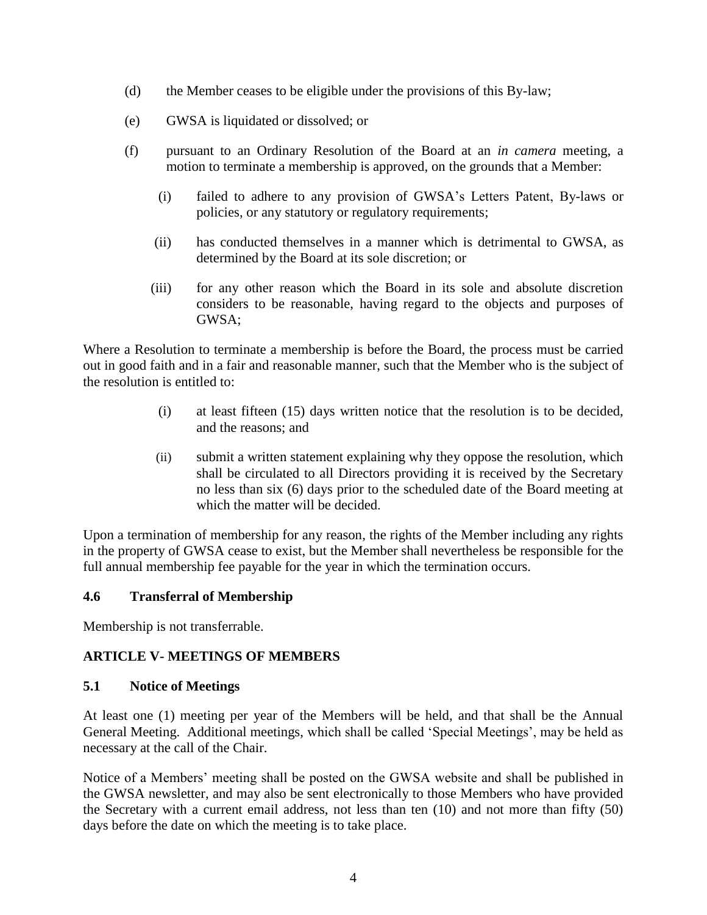(d) the Member ceases to be eligible under the provisions of this By-law;

(e) GWSA is liquidated or dissolved; or

(f) pursuant to an Ordinary Resolution of the Board at an *in camera* meeting, a motion to terminate a membership is approved, on the grounds that a Member:

   (i) failed to adhere to any provision of GWSA's Letters Patent, By-laws or policies, or any statutory or regulatory requirements;

   (ii) has conducted themselves in a manner which is detrimental to GWSA, as determined by the Board at its sole discretion; or

   (iii) for any other reason which the Board in its sole and absolute discretion considers to be reasonable, having regard to the objects and purposes of GWSA;

Where a Resolution to terminate a membership is before the Board, the process must be carried out in good faith and in a fair and reasonable manner, such that the Member who is the subject of the resolution is entitled to:

   (i) at least fifteen (15) days written notice that the resolution is to be decided, and the reasons; and

   (ii) submit a written statement explaining why they oppose the resolution, which shall be circulated to all Directors providing it is received by the Secretary no less than six (6) days prior to the scheduled date of the Board meeting at which the matter will be decided.

Upon a termination of membership for any reason, the rights of the Member including any rights in the property of GWSA cease to exist, but the Member shall nevertheless be responsible for the full annual membership fee payable for the year in which the termination occurs.

### 4.6 Transferral of Membership

Membership is not transferrable.

## ARTICLE V- MEETINGS OF MEMBERS

### 5.1 Notice of Meetings

At least one (1) meeting per year of the Members will be held, and that shall be the Annual General Meeting. Additional meetings, which shall be called 'Special Meetings', may be held as necessary at the call of the Chair.

Notice of a Members' meeting shall be posted on the GWSA website and shall be published in the GWSA newsletter, and may also be sent electronically to those Members who have provided the Secretary with a current email address, not less than ten (10) and not more than fifty (50) days before the date on which the meeting is to take place.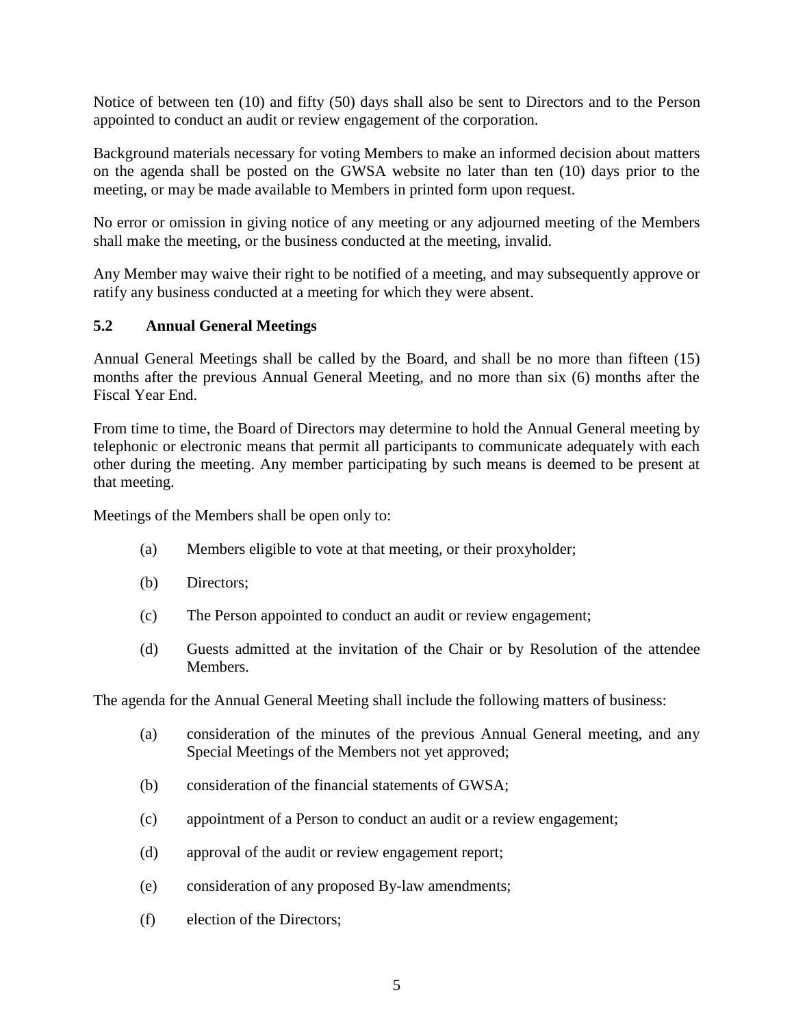Notice of between ten (10) and fifty (50) days shall also be sent to Directors and to the Person appointed to conduct an audit or review engagement of the corporation.

Background materials necessary for voting Members to make an informed decision about matters on the agenda shall be posted on the GWSA website no later than ten (10) days prior to the meeting, or may be made available to Members in printed form upon request.

No error or omission in giving notice of any meeting or any adjourned meeting of the Members shall make the meeting, or the business conducted at the meeting, invalid.

Any Member may waive their right to be notified of a meeting, and may subsequently approve or ratify any business conducted at a meeting for which they were absent.

### 5.2 Annual General Meetings

Annual General Meetings shall be called by the Board, and shall be no more than fifteen (15) months after the previous Annual General Meeting, and no more than six (6) months after the Fiscal Year End.

From time to time, the Board of Directors may determine to hold the Annual General meeting by telephonic or electronic means that permit all participants to communicate adequately with each other during the meeting. Any member participating by such means is deemed to be present at that meeting.

Meetings of the Members shall be open only to:

(a) Members eligible to vote at that meeting, or their proxyholder;

(b) Directors;

(c) The Person appointed to conduct an audit or review engagement;

(d) Guests admitted at the invitation of the Chair or by Resolution of the attendee Members.

The agenda for the Annual General Meeting shall include the following matters of business:

(a) consideration of the minutes of the previous Annual General meeting, and any Special Meetings of the Members not yet approved;

(b) consideration of the financial statements of GWSA;

(c) appointment of a Person to conduct an audit or a review engagement;

(d) approval of the audit or review engagement report;

(e) consideration of any proposed By-law amendments;

(f) election of the Directors;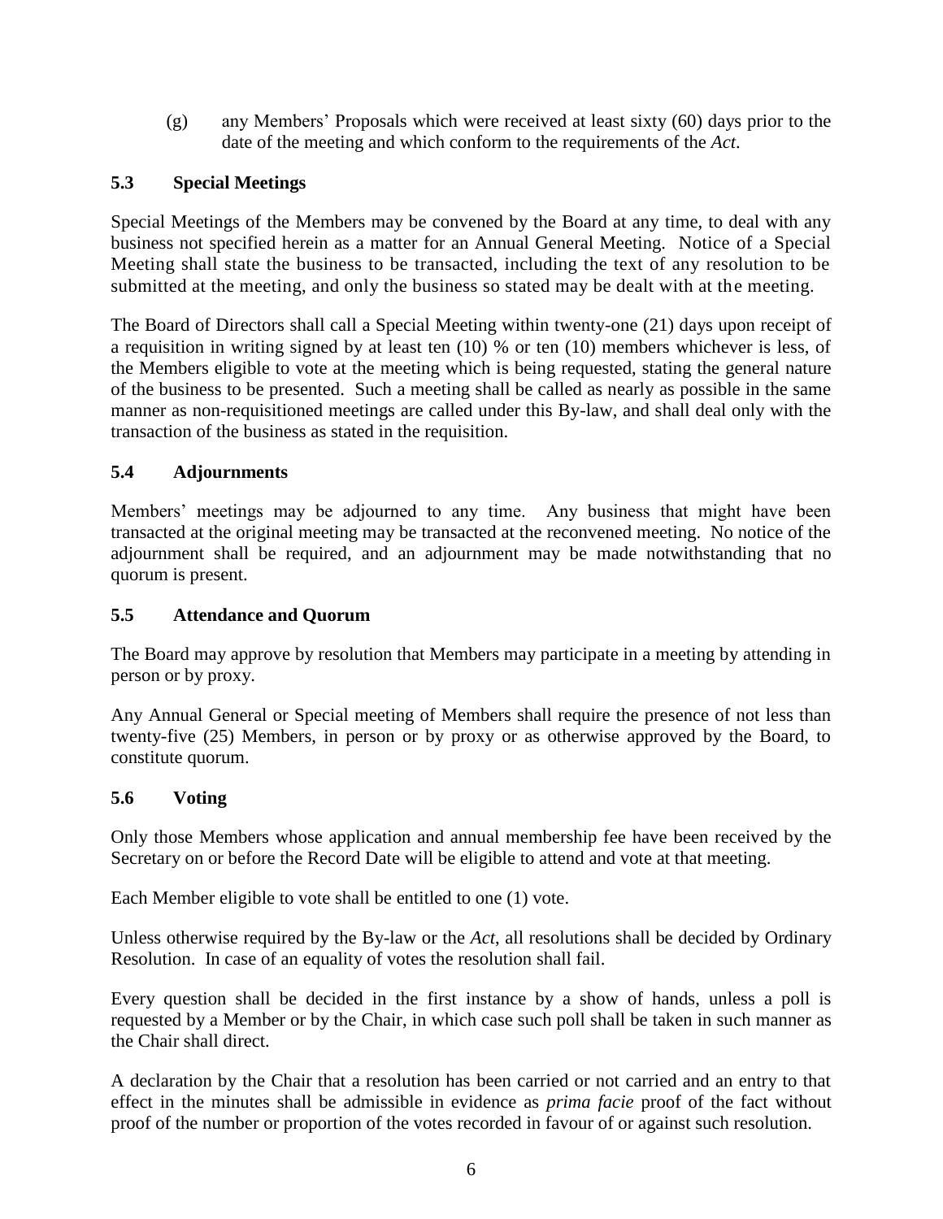(g) any Members' Proposals which were received at least sixty (60) days prior to the date of the meeting and which conform to the requirements of the *Act*.

### 5.3 Special Meetings

Special Meetings of the Members may be convened by the Board at any time, to deal with any business not specified herein as a matter for an Annual General Meeting. Notice of a Special Meeting shall state the business to be transacted, including the text of any resolution to be submitted at the meeting, and only the business so stated may be dealt with at the meeting.

The Board of Directors shall call a Special Meeting within twenty-one (21) days upon receipt of a requisition in writing signed by at least ten (10) % or ten (10) members whichever is less, of the Members eligible to vote at the meeting which is being requested, stating the general nature of the business to be presented. Such a meeting shall be called as nearly as possible in the same manner as non-requisitioned meetings are called under this By-law, and shall deal only with the transaction of the business as stated in the requisition.

### 5.4 Adjournments

Members' meetings may be adjourned to any time. Any business that might have been transacted at the original meeting may be transacted at the reconvened meeting. No notice of the adjournment shall be required, and an adjournment may be made notwithstanding that no quorum is present.

### 5.5 Attendance and Quorum

The Board may approve by resolution that Members may participate in a meeting by attending in person or by proxy.

Any Annual General or Special meeting of Members shall require the presence of not less than twenty-five (25) Members, in person or by proxy or as otherwise approved by the Board, to constitute quorum.

### 5.6 Voting

Only those Members whose application and annual membership fee have been received by the Secretary on or before the Record Date will be eligible to attend and vote at that meeting.

Each Member eligible to vote shall be entitled to one (1) vote.

Unless otherwise required by the By-law or the *Act*, all resolutions shall be decided by Ordinary Resolution. In case of an equality of votes the resolution shall fail.

Every question shall be decided in the first instance by a show of hands, unless a poll is requested by a Member or by the Chair, in which case such poll shall be taken in such manner as the Chair shall direct.

A declaration by the Chair that a resolution has been carried or not carried and an entry to that effect in the minutes shall be admissible in evidence as *prima facie* proof of the fact without proof of the number or proportion of the votes recorded in favour of or against such resolution.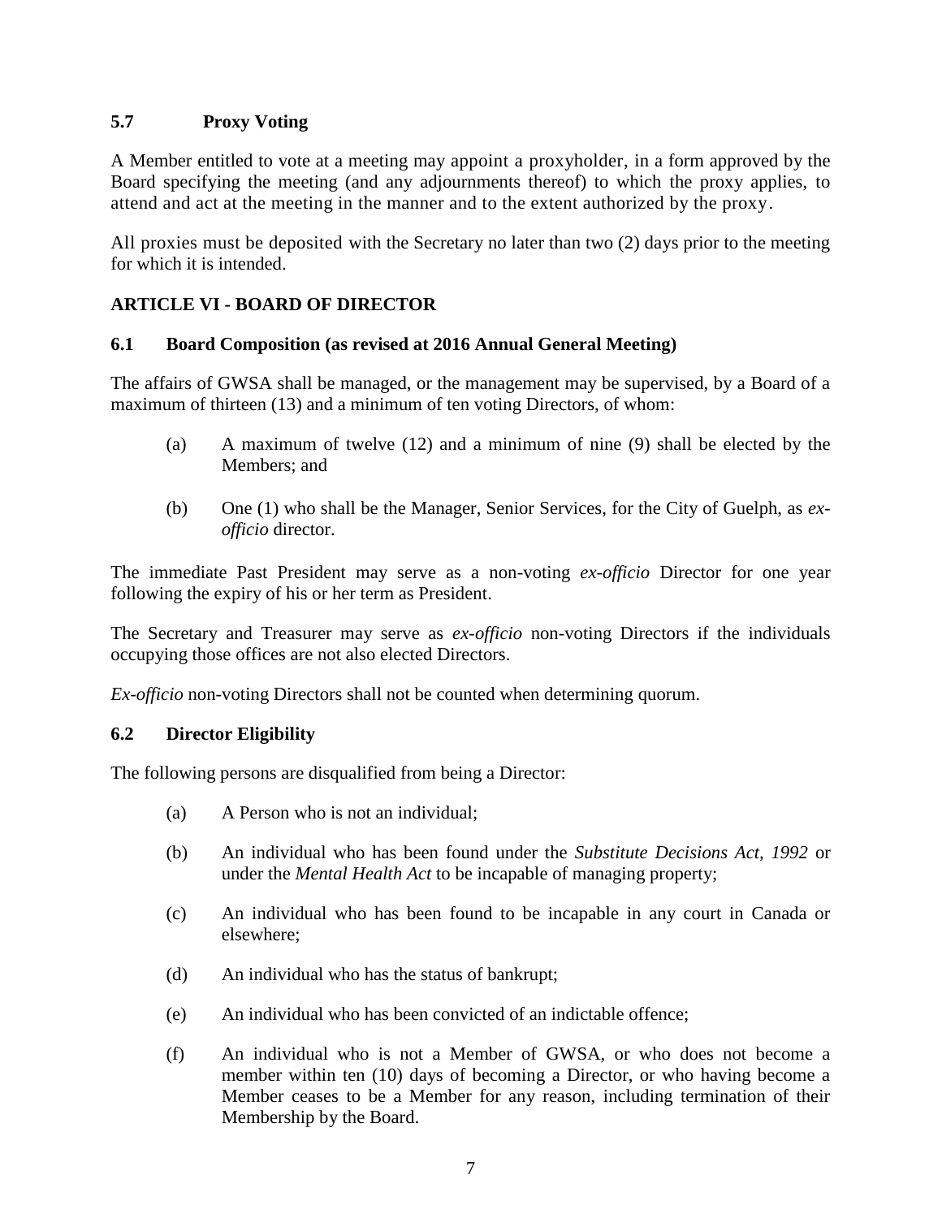### 5.7 Proxy Voting

A Member entitled to vote at a meeting may appoint a proxyholder, in a form approved by the Board specifying the meeting (and any adjournments thereof) to which the proxy applies, to attend and act at the meeting in the manner and to the extent authorized by the proxy.

All proxies must be deposited with the Secretary no later than two (2) days prior to the meeting for which it is intended.

## ARTICLE VI - BOARD OF DIRECTOR

### 6.1 Board Composition (as revised at 2016 Annual General Meeting)

The affairs of GWSA shall be managed, or the management may be supervised, by a Board of a maximum of thirteen (13) and a minimum of ten voting Directors, of whom:

(a) A maximum of twelve (12) and a minimum of nine (9) shall be elected by the Members; and

(b) One (1) who shall be the Manager, Senior Services, for the City of Guelph, as *ex-officio* director.

The immediate Past President may serve as a non-voting *ex-officio* Director for one year following the expiry of his or her term as President.

The Secretary and Treasurer may serve as *ex-officio* non-voting Directors if the individuals occupying those offices are not also elected Directors.

*Ex-officio* non-voting Directors shall not be counted when determining quorum.

### 6.2 Director Eligibility

The following persons are disqualified from being a Director:

(a) A Person who is not an individual;

(b) An individual who has been found under the *Substitute Decisions Act, 1992* or under the *Mental Health Act* to be incapable of managing property;

(c) An individual who has been found to be incapable in any court in Canada or elsewhere;

(d) An individual who has the status of bankrupt;

(e) An individual who has been convicted of an indictable offence;

(f) An individual who is not a Member of GWSA, or who does not become a member within ten (10) days of becoming a Director, or who having become a Member ceases to be a Member for any reason, including termination of their Membership by the Board.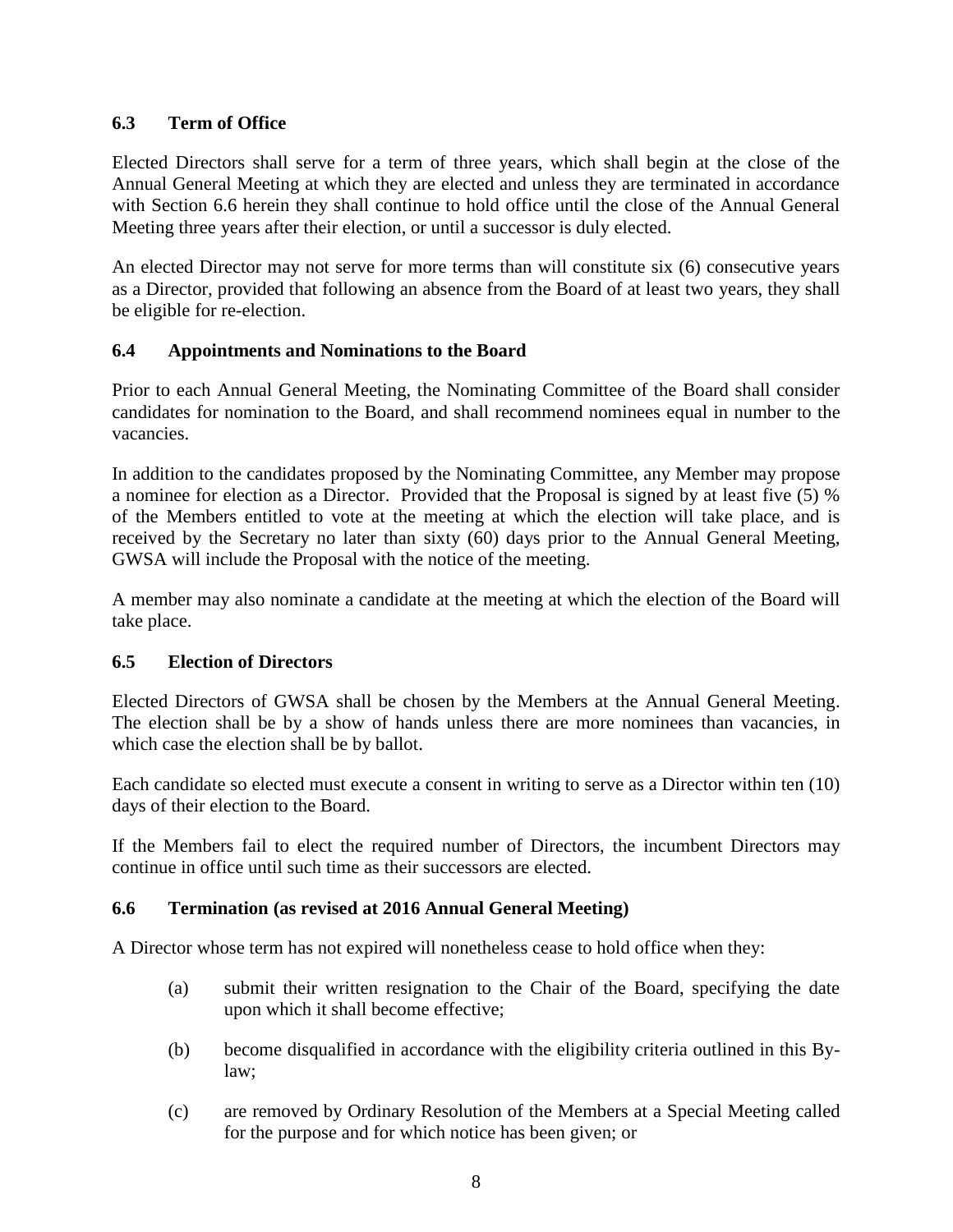### 6.3 Term of Office

Elected Directors shall serve for a term of three years, which shall begin at the close of the Annual General Meeting at which they are elected and unless they are terminated in accordance with Section 6.6 herein they shall continue to hold office until the close of the Annual General Meeting three years after their election, or until a successor is duly elected.

An elected Director may not serve for more terms than will constitute six (6) consecutive years as a Director, provided that following an absence from the Board of at least two years, they shall be eligible for re-election.

### 6.4 Appointments and Nominations to the Board

Prior to each Annual General Meeting, the Nominating Committee of the Board shall consider candidates for nomination to the Board, and shall recommend nominees equal in number to the vacancies.

In addition to the candidates proposed by the Nominating Committee, any Member may propose a nominee for election as a Director. Provided that the Proposal is signed by at least five (5) % of the Members entitled to vote at the meeting at which the election will take place, and is received by the Secretary no later than sixty (60) days prior to the Annual General Meeting, GWSA will include the Proposal with the notice of the meeting.

A member may also nominate a candidate at the meeting at which the election of the Board will take place.

### 6.5 Election of Directors

Elected Directors of GWSA shall be chosen by the Members at the Annual General Meeting. The election shall be by a show of hands unless there are more nominees than vacancies, in which case the election shall be by ballot.

Each candidate so elected must execute a consent in writing to serve as a Director within ten (10) days of their election to the Board.

If the Members fail to elect the required number of Directors, the incumbent Directors may continue in office until such time as their successors are elected.

### 6.6 Termination (as revised at 2016 Annual General Meeting)

A Director whose term has not expired will nonetheless cease to hold office when they:

(a) submit their written resignation to the Chair of the Board, specifying the date upon which it shall become effective;

(b) become disqualified in accordance with the eligibility criteria outlined in this By-law;

(c) are removed by Ordinary Resolution of the Members at a Special Meeting called for the purpose and for which notice has been given; or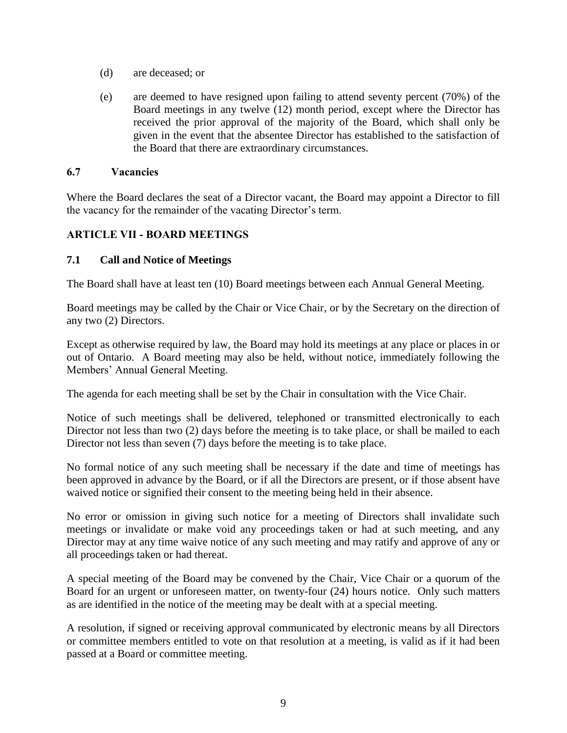(d) are deceased; or

(e) are deemed to have resigned upon failing to attend seventy percent (70%) of the Board meetings in any twelve (12) month period, except where the Director has received the prior approval of the majority of the Board, which shall only be given in the event that the absentee Director has established to the satisfaction of the Board that there are extraordinary circumstances.

### 6.7 Vacancies

Where the Board declares the seat of a Director vacant, the Board may appoint a Director to fill the vacancy for the remainder of the vacating Director's term.

## ARTICLE VII - BOARD MEETINGS

### 7.1 Call and Notice of Meetings

The Board shall have at least ten (10) Board meetings between each Annual General Meeting.

Board meetings may be called by the Chair or Vice Chair, or by the Secretary on the direction of any two (2) Directors.

Except as otherwise required by law, the Board may hold its meetings at any place or places in or out of Ontario. A Board meeting may also be held, without notice, immediately following the Members' Annual General Meeting.

The agenda for each meeting shall be set by the Chair in consultation with the Vice Chair.

Notice of such meetings shall be delivered, telephoned or transmitted electronically to each Director not less than two (2) days before the meeting is to take place, or shall be mailed to each Director not less than seven (7) days before the meeting is to take place.

No formal notice of any such meeting shall be necessary if the date and time of meetings has been approved in advance by the Board, or if all the Directors are present, or if those absent have waived notice or signified their consent to the meeting being held in their absence.

No error or omission in giving such notice for a meeting of Directors shall invalidate such meetings or invalidate or make void any proceedings taken or had at such meeting, and any Director may at any time waive notice of any such meeting and may ratify and approve of any or all proceedings taken or had thereat.

A special meeting of the Board may be convened by the Chair, Vice Chair or a quorum of the Board for an urgent or unforeseen matter, on twenty-four (24) hours notice. Only such matters as are identified in the notice of the meeting may be dealt with at a special meeting.

A resolution, if signed or receiving approval communicated by electronic means by all Directors or committee members entitled to vote on that resolution at a meeting, is valid as if it had been passed at a Board or committee meeting.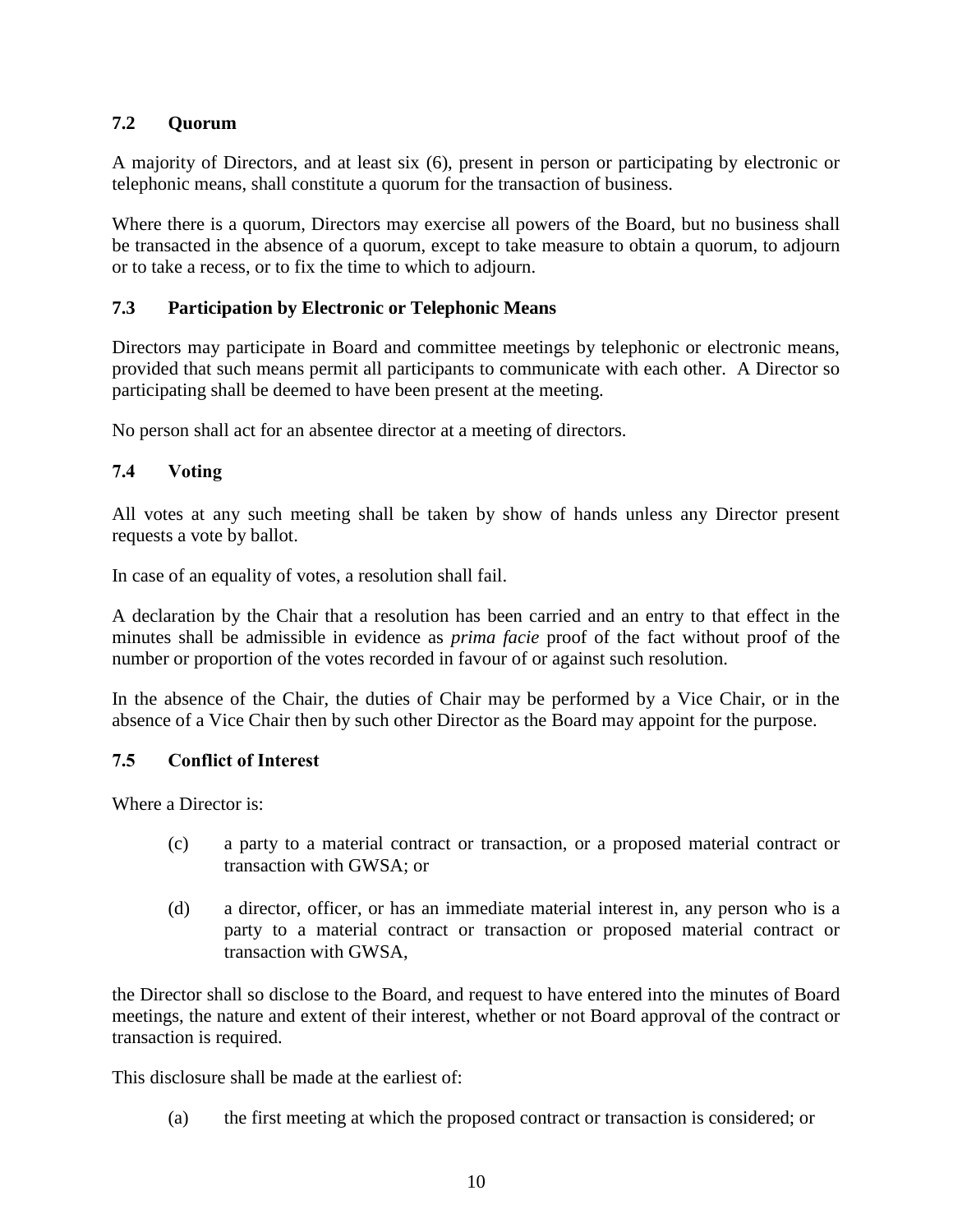### 7.2 Quorum

A majority of Directors, and at least six (6), present in person or participating by electronic or telephonic means, shall constitute a quorum for the transaction of business.

Where there is a quorum, Directors may exercise all powers of the Board, but no business shall be transacted in the absence of a quorum, except to take measure to obtain a quorum, to adjourn or to take a recess, or to fix the time to which to adjourn.

### 7.3 Participation by Electronic or Telephonic Means

Directors may participate in Board and committee meetings by telephonic or electronic means, provided that such means permit all participants to communicate with each other. A Director so participating shall be deemed to have been present at the meeting.

No person shall act for an absentee director at a meeting of directors.

### 7.4 Voting

All votes at any such meeting shall be taken by show of hands unless any Director present requests a vote by ballot.

In case of an equality of votes, a resolution shall fail.

A declaration by the Chair that a resolution has been carried and an entry to that effect in the minutes shall be admissible in evidence as *prima facie* proof of the fact without proof of the number or proportion of the votes recorded in favour of or against such resolution.

In the absence of the Chair, the duties of Chair may be performed by a Vice Chair, or in the absence of a Vice Chair then by such other Director as the Board may appoint for the purpose.

### 7.5 Conflict of Interest

Where a Director is:

(c) a party to a material contract or transaction, or a proposed material contract or transaction with GWSA; or

(d) a director, officer, or has an immediate material interest in, any person who is a party to a material contract or transaction or proposed material contract or transaction with GWSA,

the Director shall so disclose to the Board, and request to have entered into the minutes of Board meetings, the nature and extent of their interest, whether or not Board approval of the contract or transaction is required.

This disclosure shall be made at the earliest of:

(a) the first meeting at which the proposed contract or transaction is considered; or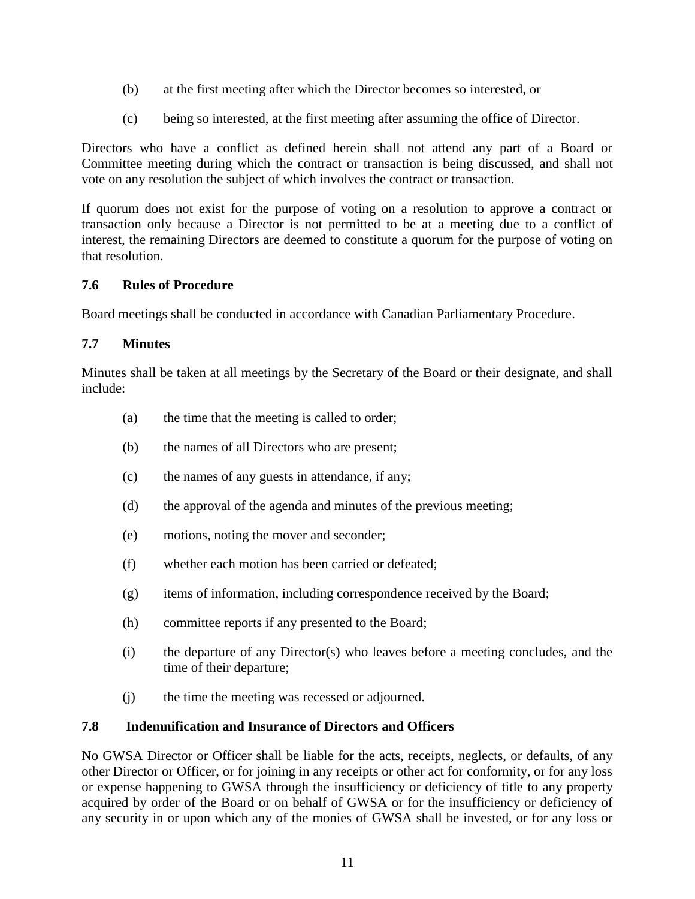(b) at the first meeting after which the Director becomes so interested, or

(c) being so interested, at the first meeting after assuming the office of Director.

Directors who have a conflict as defined herein shall not attend any part of a Board or Committee meeting during which the contract or transaction is being discussed, and shall not vote on any resolution the subject of which involves the contract or transaction.

If quorum does not exist for the purpose of voting on a resolution to approve a contract or transaction only because a Director is not permitted to be at a meeting due to a conflict of interest, the remaining Directors are deemed to constitute a quorum for the purpose of voting on that resolution.

### 7.6 Rules of Procedure

Board meetings shall be conducted in accordance with Canadian Parliamentary Procedure.

### 7.7 Minutes

Minutes shall be taken at all meetings by the Secretary of the Board or their designate, and shall include:

(a) the time that the meeting is called to order;

(b) the names of all Directors who are present;

(c) the names of any guests in attendance, if any;

(d) the approval of the agenda and minutes of the previous meeting;

(e) motions, noting the mover and seconder;

(f) whether each motion has been carried or defeated;

(g) items of information, including correspondence received by the Board;

(h) committee reports if any presented to the Board;

(i) the departure of any Director(s) who leaves before a meeting concludes, and the time of their departure;

(j) the time the meeting was recessed or adjourned.

### 7.8 Indemnification and Insurance of Directors and Officers

No GWSA Director or Officer shall be liable for the acts, receipts, neglects, or defaults, of any other Director or Officer, or for joining in any receipts or other act for conformity, or for any loss or expense happening to GWSA through the insufficiency or deficiency of title to any property acquired by order of the Board or on behalf of GWSA or for the insufficiency or deficiency of any security in or upon which any of the monies of GWSA shall be invested, or for any loss or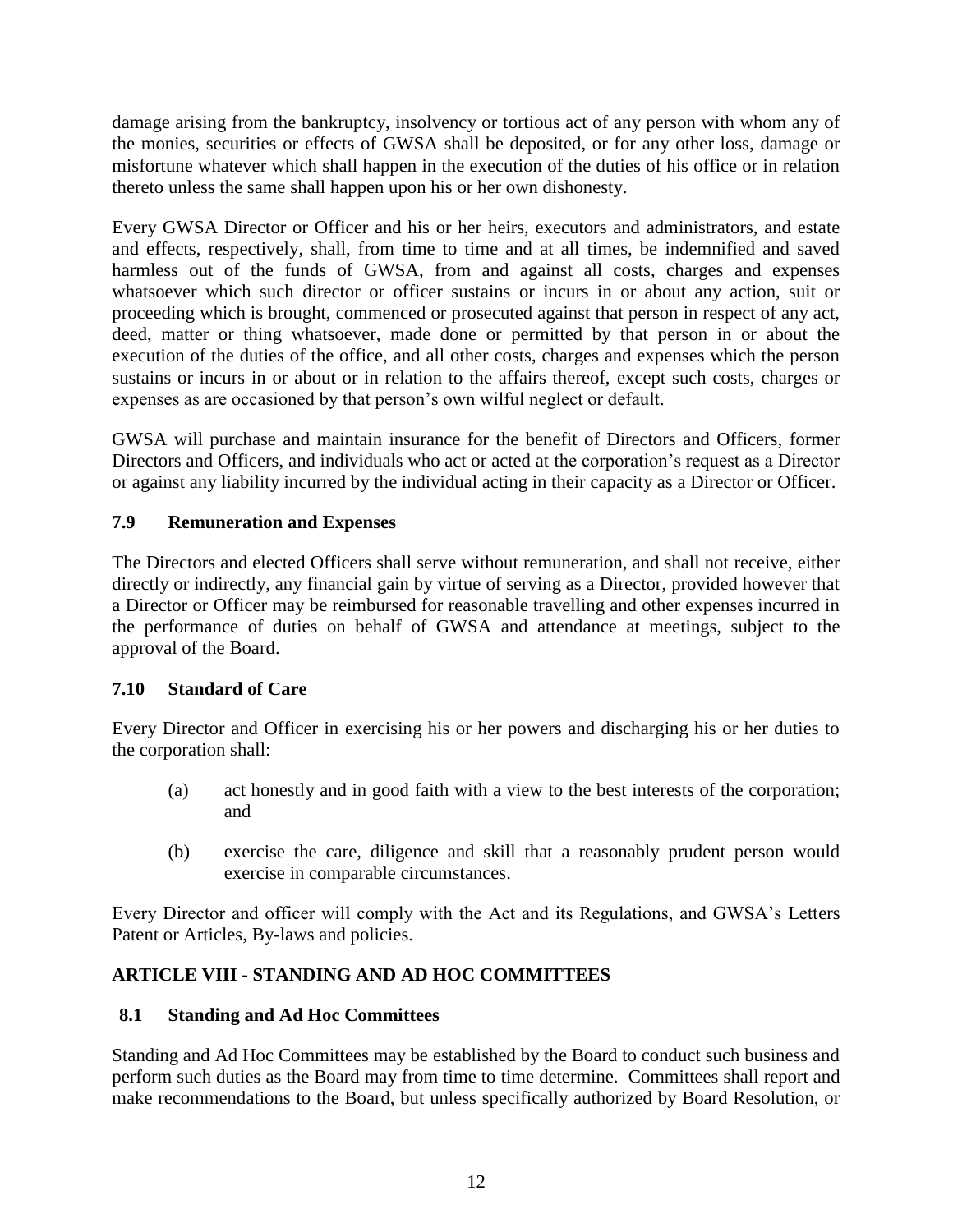damage arising from the bankruptcy, insolvency or tortious act of any person with whom any of the monies, securities or effects of GWSA shall be deposited, or for any other loss, damage or misfortune whatever which shall happen in the execution of the duties of his office or in relation thereto unless the same shall happen upon his or her own dishonesty.

Every GWSA Director or Officer and his or her heirs, executors and administrators, and estate and effects, respectively, shall, from time to time and at all times, be indemnified and saved harmless out of the funds of GWSA, from and against all costs, charges and expenses whatsoever which such director or officer sustains or incurs in or about any action, suit or proceeding which is brought, commenced or prosecuted against that person in respect of any act, deed, matter or thing whatsoever, made done or permitted by that person in or about the execution of the duties of the office, and all other costs, charges and expenses which the person sustains or incurs in or about or in relation to the affairs thereof, except such costs, charges or expenses as are occasioned by that person's own wilful neglect or default.

GWSA will purchase and maintain insurance for the benefit of Directors and Officers, former Directors and Officers, and individuals who act or acted at the corporation's request as a Director or against any liability incurred by the individual acting in their capacity as a Director or Officer.

### 7.9 Remuneration and Expenses

The Directors and elected Officers shall serve without remuneration, and shall not receive, either directly or indirectly, any financial gain by virtue of serving as a Director, provided however that a Director or Officer may be reimbursed for reasonable travelling and other expenses incurred in the performance of duties on behalf of GWSA and attendance at meetings, subject to the approval of the Board.

### 7.10 Standard of Care

Every Director and Officer in exercising his or her powers and discharging his or her duties to the corporation shall:

(a) act honestly and in good faith with a view to the best interests of the corporation; and

(b) exercise the care, diligence and skill that a reasonably prudent person would exercise in comparable circumstances.

Every Director and officer will comply with the Act and its Regulations, and GWSA's Letters Patent or Articles, By-laws and policies.

## ARTICLE VIII - STANDING AND AD HOC COMMITTEES

### 8.1 Standing and Ad Hoc Committees

Standing and Ad Hoc Committees may be established by the Board to conduct such business and perform such duties as the Board may from time to time determine. Committees shall report and make recommendations to the Board, but unless specifically authorized by Board Resolution, or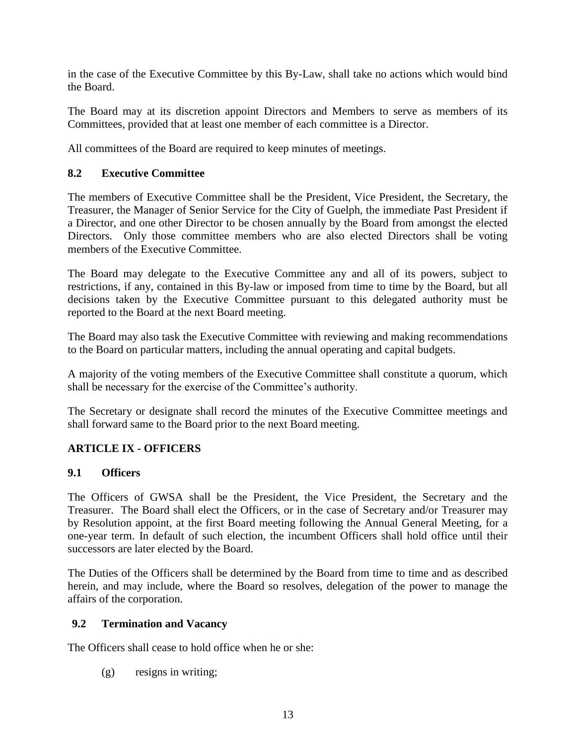in the case of the Executive Committee by this By-Law, shall take no actions which would bind the Board.

The Board may at its discretion appoint Directors and Members to serve as members of its Committees, provided that at least one member of each committee is a Director.

All committees of the Board are required to keep minutes of meetings.

### 8.2 Executive Committee

The members of Executive Committee shall be the President, Vice President, the Secretary, the Treasurer, the Manager of Senior Service for the City of Guelph, the immediate Past President if a Director, and one other Director to be chosen annually by the Board from amongst the elected Directors. Only those committee members who are also elected Directors shall be voting members of the Executive Committee.

The Board may delegate to the Executive Committee any and all of its powers, subject to restrictions, if any, contained in this By-law or imposed from time to time by the Board, but all decisions taken by the Executive Committee pursuant to this delegated authority must be reported to the Board at the next Board meeting.

The Board may also task the Executive Committee with reviewing and making recommendations to the Board on particular matters, including the annual operating and capital budgets.

A majority of the voting members of the Executive Committee shall constitute a quorum, which shall be necessary for the exercise of the Committee's authority.

The Secretary or designate shall record the minutes of the Executive Committee meetings and shall forward same to the Board prior to the next Board meeting.

## ARTICLE IX - OFFICERS

### 9.1 Officers

The Officers of GWSA shall be the President, the Vice President, the Secretary and the Treasurer. The Board shall elect the Officers, or in the case of Secretary and/or Treasurer may by Resolution appoint, at the first Board meeting following the Annual General Meeting, for a one-year term. In default of such election, the incumbent Officers shall hold office until their successors are later elected by the Board.

The Duties of the Officers shall be determined by the Board from time to time and as described herein, and may include, where the Board so resolves, delegation of the power to manage the affairs of the corporation.

### 9.2 Termination and Vacancy

The Officers shall cease to hold office when he or she:

(g) resigns in writing;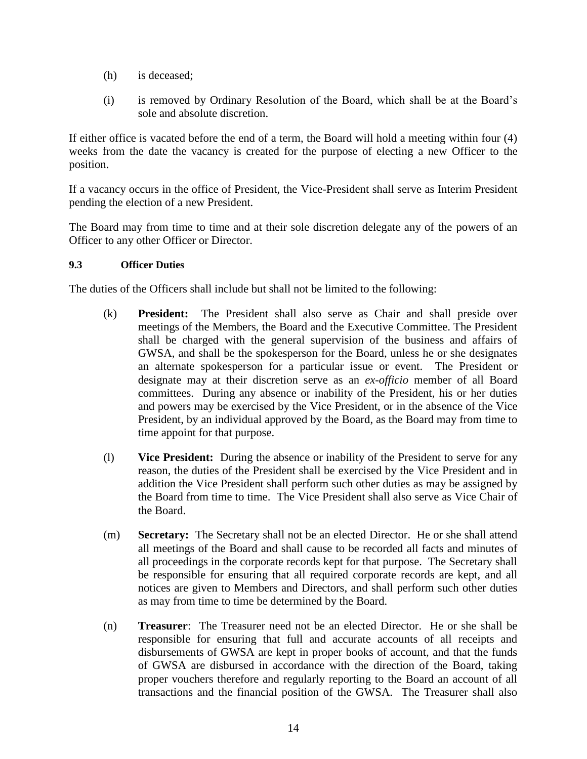(h) is deceased;

(i) is removed by Ordinary Resolution of the Board, which shall be at the Board's sole and absolute discretion.

If either office is vacated before the end of a term, the Board will hold a meeting within four (4) weeks from the date the vacancy is created for the purpose of electing a new Officer to the position.

If a vacancy occurs in the office of President, the Vice-President shall serve as Interim President pending the election of a new President.

The Board may from time to time and at their sole discretion delegate any of the powers of an Officer to any other Officer or Director.

**9.3 Officer Duties**

The duties of the Officers shall include but shall not be limited to the following:

(k) **President:** The President shall also serve as Chair and shall preside over meetings of the Members, the Board and the Executive Committee. The President shall be charged with the general supervision of the business and affairs of GWSA, and shall be the spokesperson for the Board, unless he or she designates an alternate spokesperson for a particular issue or event. The President or designate may at their discretion serve as an *ex-officio* member of all Board committees. During any absence or inability of the President, his or her duties and powers may be exercised by the Vice President, or in the absence of the Vice President, by an individual approved by the Board, as the Board may from time to time appoint for that purpose.

(l) **Vice President:** During the absence or inability of the President to serve for any reason, the duties of the President shall be exercised by the Vice President and in addition the Vice President shall perform such other duties as may be assigned by the Board from time to time. The Vice President shall also serve as Vice Chair of the Board.

(m) **Secretary:** The Secretary shall not be an elected Director. He or she shall attend all meetings of the Board and shall cause to be recorded all facts and minutes of all proceedings in the corporate records kept for that purpose. The Secretary shall be responsible for ensuring that all required corporate records are kept, and all notices are given to Members and Directors, and shall perform such other duties as may from time to time be determined by the Board.

(n) **Treasurer**: The Treasurer need not be an elected Director. He or she shall be responsible for ensuring that full and accurate accounts of all receipts and disbursements of GWSA are kept in proper books of account, and that the funds of GWSA are disbursed in accordance with the direction of the Board, taking proper vouchers therefore and regularly reporting to the Board an account of all transactions and the financial position of the GWSA. The Treasurer shall also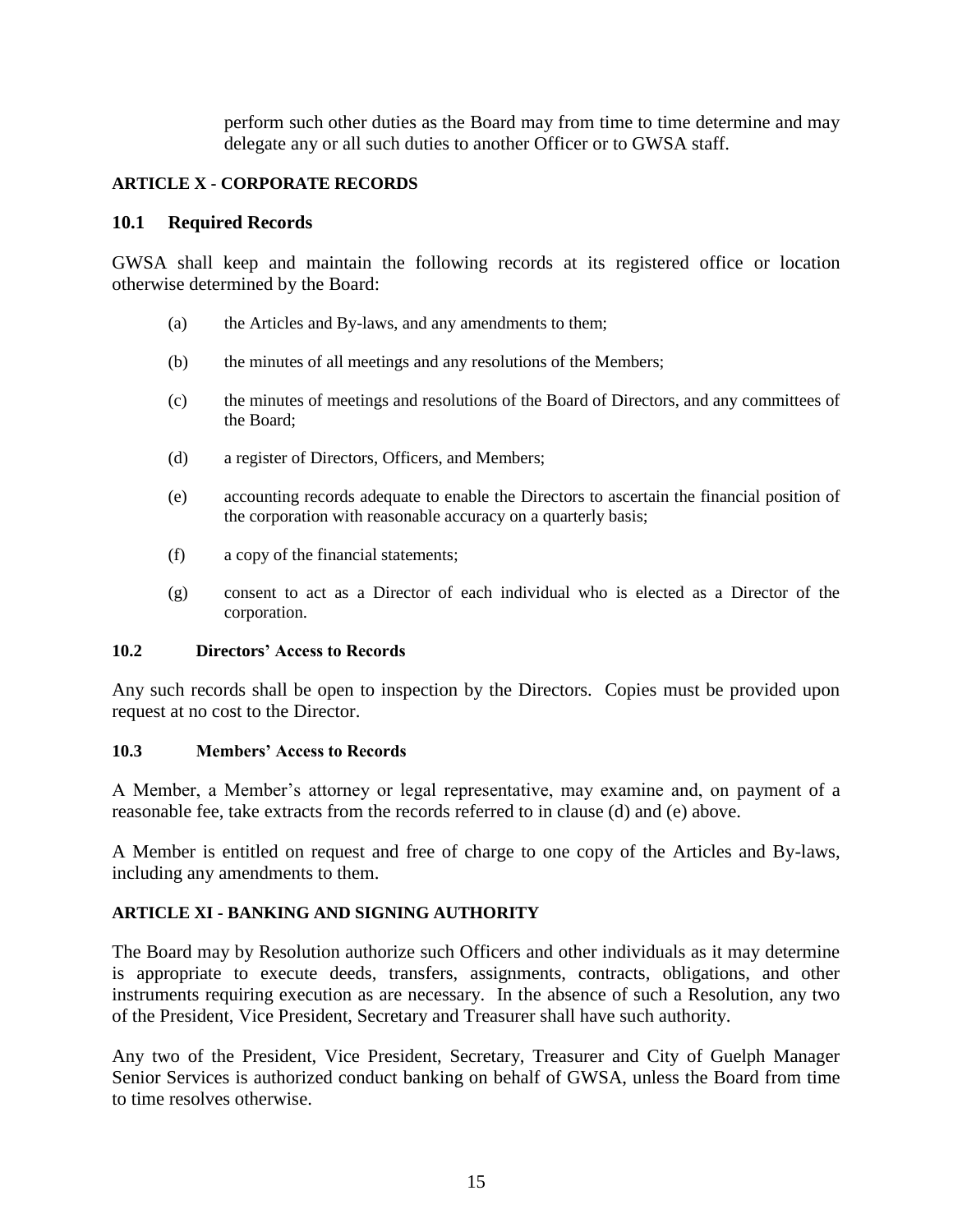perform such other duties as the Board may from time to time determine and may delegate any or all such duties to another Officer or to GWSA staff.

## ARTICLE X - CORPORATE RECORDS

### 10.1 Required Records

GWSA shall keep and maintain the following records at its registered office or location otherwise determined by the Board:

(a) the Articles and By-laws, and any amendments to them;

(b) the minutes of all meetings and any resolutions of the Members;

(c) the minutes of meetings and resolutions of the Board of Directors, and any committees of the Board;

(d) a register of Directors, Officers, and Members;

(e) accounting records adequate to enable the Directors to ascertain the financial position of the corporation with reasonable accuracy on a quarterly basis;

(f) a copy of the financial statements;

(g) consent to act as a Director of each individual who is elected as a Director of the corporation.

### 10.2 Directors' Access to Records

Any such records shall be open to inspection by the Directors. Copies must be provided upon request at no cost to the Director.

### 10.3 Members' Access to Records

A Member, a Member's attorney or legal representative, may examine and, on payment of a reasonable fee, take extracts from the records referred to in clause (d) and (e) above.

A Member is entitled on request and free of charge to one copy of the Articles and By-laws, including any amendments to them.

## ARTICLE XI - BANKING AND SIGNING AUTHORITY

The Board may by Resolution authorize such Officers and other individuals as it may determine is appropriate to execute deeds, transfers, assignments, contracts, obligations, and other instruments requiring execution as are necessary. In the absence of such a Resolution, any two of the President, Vice President, Secretary and Treasurer shall have such authority.

Any two of the President, Vice President, Secretary, Treasurer and City of Guelph Manager Senior Services is authorized conduct banking on behalf of GWSA, unless the Board from time to time resolves otherwise.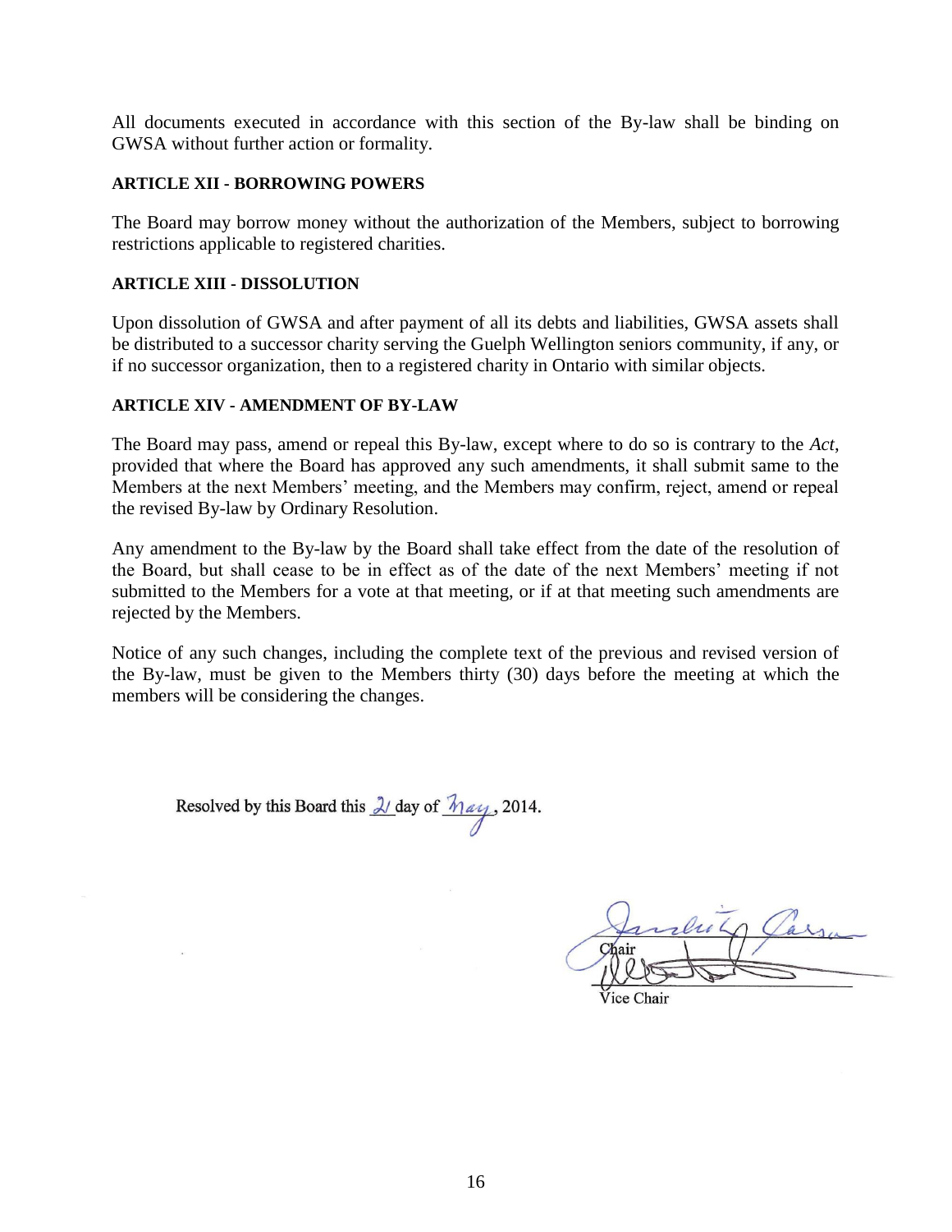All documents executed in accordance with this section of the By-law shall be binding on GWSA without further action or formality.

**ARTICLE XII - BORROWING POWERS**

The Board may borrow money without the authorization of the Members, subject to borrowing restrictions applicable to registered charities.

**ARTICLE XIII - DISSOLUTION**

Upon dissolution of GWSA and after payment of all its debts and liabilities, GWSA assets shall be distributed to a successor charity serving the Guelph Wellington seniors community, if any, or if no successor organization, then to a registered charity in Ontario with similar objects.

**ARTICLE XIV - AMENDMENT OF BY-LAW**

The Board may pass, amend or repeal this By-law, except where to do so is contrary to the *Act*, provided that where the Board has approved any such amendments, it shall submit same to the Members at the next Members' meeting, and the Members may confirm, reject, amend or repeal the revised By-law by Ordinary Resolution.

Any amendment to the By-law by the Board shall take effect from the date of the resolution of the Board, but shall cease to be in effect as of the date of the next Members' meeting if not submitted to the Members for a vote at that meeting, or if at that meeting such amendments are rejected by the Members.

Notice of any such changes, including the complete text of the previous and revised version of the By-law, must be given to the Members thirty (30) days before the meeting at which the members will be considering the changes.

Resolved by this Board this 21 day of May, 2014.

Chair

Vice Chair